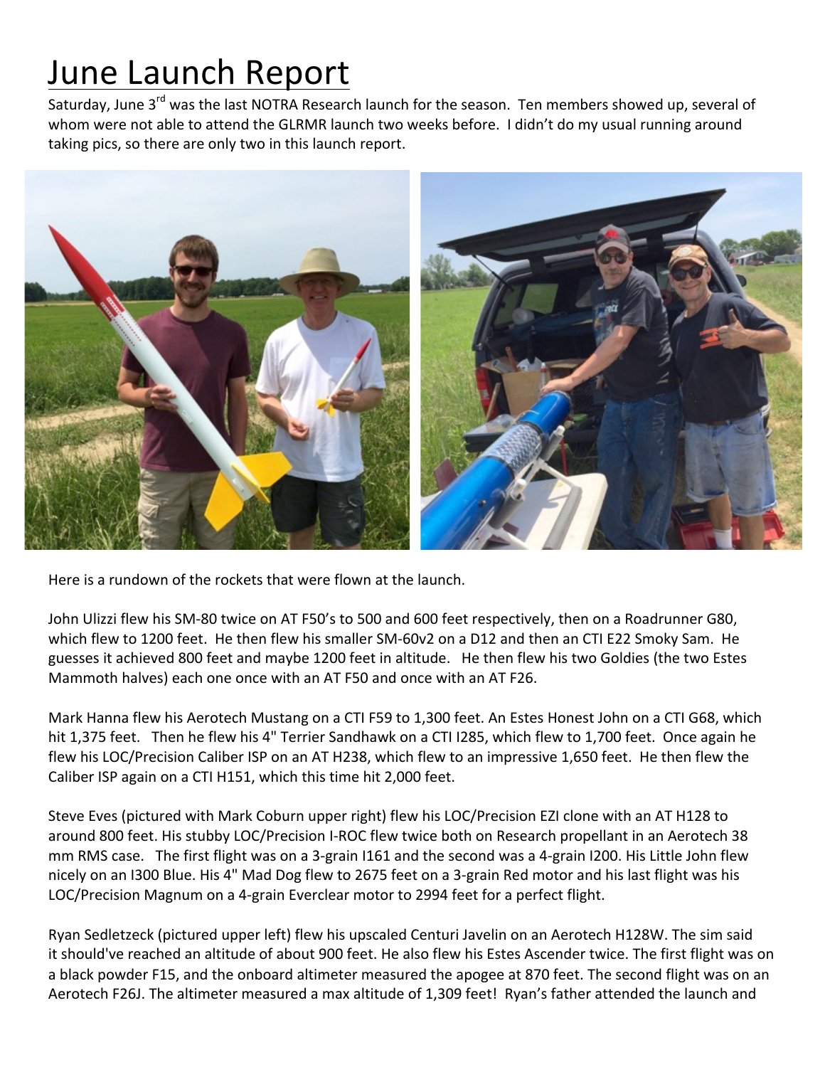# June Launch Report

Saturday, June 3rd was the last NOTRA Research launch for the season. Ten members showed up, several of whom were not able to attend the GLRMR launch two weeks before. I didn't do my usual running around taking pics, so there are only two in this launch report.

Here is a rundown of the rockets that were flown at the launch.

John Ulizzi flew his SM-80 twice on AT F50's to 500 and 600 feet respectively, then on a Roadrunner G80, which flew to 1200 feet. He then flew his smaller SM-60v2 on a D12 and then an CTI E22 Smoky Sam. He guesses it achieved 800 feet and maybe 1200 feet in altitude. He then flew his two Goldies (the two Estes Mammoth halves) each one once with an AT F50 and once with an AT F26.

Mark Hanna flew his Aerotech Mustang on a CTI F59 to 1,300 feet. An Estes Honest John on a CTI G68, which hit 1,375 feet. Then he flew his 4" Terrier Sandhawk on a CTI I285, which flew to 1,700 feet. Once again he flew his LOC/Precision Caliber ISP on an AT H238, which flew to an impressive 1,650 feet. He then flew the Caliber ISP again on a CTI H151, which this time hit 2,000 feet.

Steve Eves (pictured with Mark Coburn upper right) flew his LOC/Precision EZI clone with an AT H128 to around 800 feet. His stubby LOC/Precision I-ROC flew twice both on Research propellant in an Aerotech 38 mm RMS case. The first flight was on a 3-grain I161 and the second was a 4-grain I200. His Little John flew nicely on an I300 Blue. His 4" Mad Dog flew to 2675 feet on a 3-grain Red motor and his last flight was his LOC/Precision Magnum on a 4-grain Everclear motor to 2994 feet for a perfect flight.

Ryan Sedletzeck (pictured upper left) flew his upscaled Centuri Javelin on an Aerotech H128W. The sim said it should've reached an altitude of about 900 feet. He also flew his Estes Ascender twice. The first flight was on a black powder F15, and the onboard altimeter measured the apogee at 870 feet. The second flight was on an Aerotech F26J. The altimeter measured a max altitude of 1,309 feet! Ryan's father attended the launch and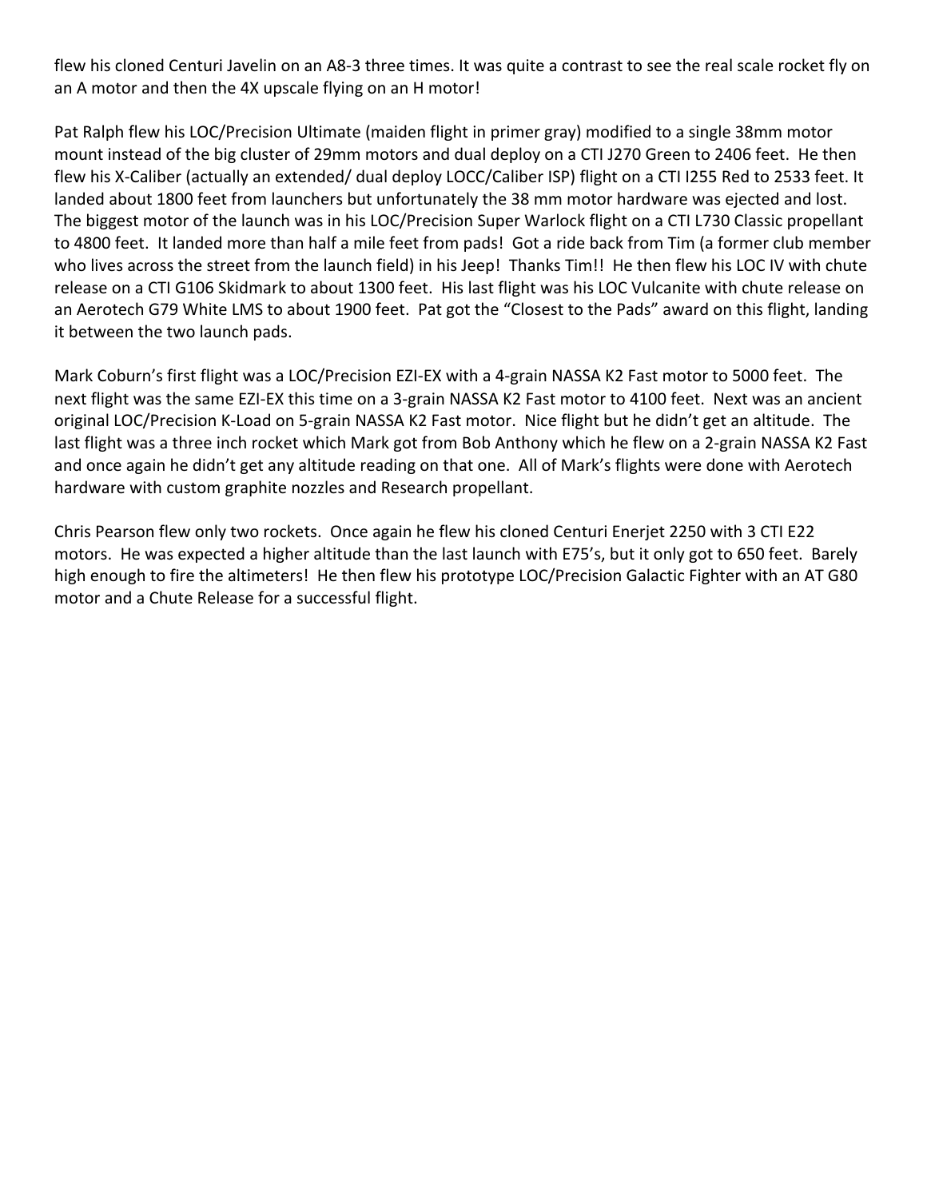flew his cloned Centuri Javelin on an A8-3 three times. It was quite a contrast to see the real scale rocket fly on an A motor and then the 4X upscale flying on an H motor!

Pat Ralph flew his LOC/Precision Ultimate (maiden flight in primer gray) modified to a single 38mm motor mount instead of the big cluster of 29mm motors and dual deploy on a CTI J270 Green to 2406 feet. He then flew his X-Caliber (actually an extended/ dual deploy LOCC/Caliber ISP) flight on a CTI I255 Red to 2533 feet. It landed about 1800 feet from launchers but unfortunately the 38 mm motor hardware was ejected and lost. The biggest motor of the launch was in his LOC/Precision Super Warlock flight on a CTI L730 Classic propellant to 4800 feet. It landed more than half a mile feet from pads! Got a ride back from Tim (a former club member who lives across the street from the launch field) in his Jeep! Thanks Tim!! He then flew his LOC IV with chute release on a CTI G106 Skidmark to about 1300 feet. His last flight was his LOC Vulcanite with chute release on an Aerotech G79 White LMS to about 1900 feet. Pat got the "Closest to the Pads" award on this flight, landing it between the two launch pads.

Mark Coburn's first flight was a LOC/Precision EZI-EX with a 4-grain NASSA K2 Fast motor to 5000 feet. The next flight was the same EZI-EX this time on a 3-grain NASSA K2 Fast motor to 4100 feet. Next was an ancient original LOC/Precision K-Load on 5-grain NASSA K2 Fast motor. Nice flight but he didn't get an altitude. The last flight was a three inch rocket which Mark got from Bob Anthony which he flew on a 2-grain NASSA K2 Fast and once again he didn't get any altitude reading on that one. All of Mark's flights were done with Aerotech hardware with custom graphite nozzles and Research propellant.

Chris Pearson flew only two rockets. Once again he flew his cloned Centuri Enerjet 2250 with 3 CTI E22 motors. He was expected a higher altitude than the last launch with E75's, but it only got to 650 feet. Barely high enough to fire the altimeters! He then flew his prototype LOC/Precision Galactic Fighter with an AT G80 motor and a Chute Release for a successful flight.